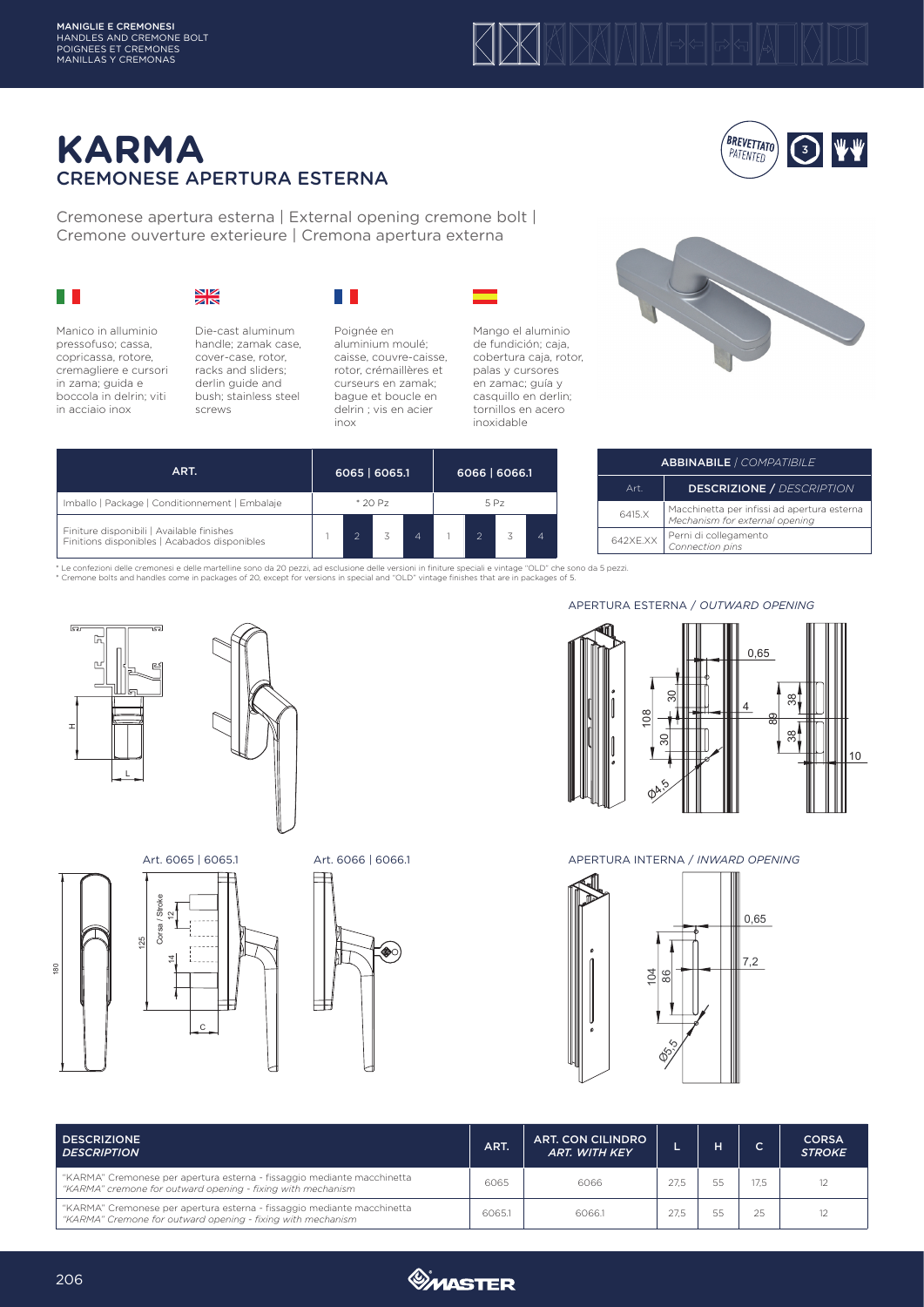# KARMA
## CREMONESE APERTURA ESTERNA

Cremonese apertura esterna | External opening cremone bolt | Cremone ouverture exterieure | Cremona apertura externa

Manico in alluminio pressofuso; cassa, copricassa, rotore, cremagliere e cursori in zama; guida e boccola in delrin; viti in acciaio inox

Die-cast aluminum handle; zamak case, cover-case, rotor, racks and sliders; derlin guide and bush; stainless steel screws

Poignée en aluminium moulé; caisse, couvre-caisse, rotor, crémaillères et curseurs en zamak; bague et boucle en delrin ; vis en acier inox

Mango el aluminio de fundición; caja, cobertura caja, rotor, palas y cursores en zamac; guía y casquillo en derlin; tornillos en acero inoxidable

| ART. | 6065 \| 6065.1 | | | | 6066 \| 6066.1 | | | |
|---|---|---|---|---|---|---|---|---|
| Imballo \| Package \| Conditionnement \| Embalaje | * 20 Pz | | | | 5 Pz | | | |
| Finiture disponibili \| Available finishes Finitions disponibles \| Acabados disponibles | 1 | 2 | 3 | 4 | 1 | 2 | 3 | 4 |

| ABBINABILE / *COMPATIBLE* | |
|---|---|
| Art. | DESCRIZIONE / *DESCRIPTION* |
| 6415.X | Macchinetta per infissi ad apertura esterna *Mechanism for external opening* |
| 642XE.XX | Perni di collegamento *Connection pins* |

\* Le confezioni delle cremonesi e delle martelline sono da 20 pezzi, ad esclusione delle versioni in finiture speciali e vintage "OLD" che sono da 5 pezzi.
\* Cremone bolts and handles come in packages of 20, except for versions in special and "OLD" vintage finishes that are in packages of 5.

APERTURA ESTERNA / *OUTWARD OPENING*

Art. 6065 | 6065.1

Art. 6066 | 6066.1

APERTURA INTERNA / *INWARD OPENING*

| DESCRIZIONE *DESCRIPTION* | ART. | ART. CON CILINDRO *ART. WITH KEY* | L | H | C | CORSA *STROKE* |
|---|---|---|---|---|---|---|
| "KARMA" Cremonese per apertura esterna - fissaggio mediante macchinetta *"KARMA" cremone for outward opening - fixing with mechanism* | 6065 | 6066 | 27,5 | 55 | 17,5 | 12 |
| "KARMA" Cremonese per apertura esterna - fissaggio mediante macchinetta *"KARMA" Cremone for outward opening - fixing with mechanism* | 6065.1 | 6066.1 | 27,5 | 55 | 25 | 12 |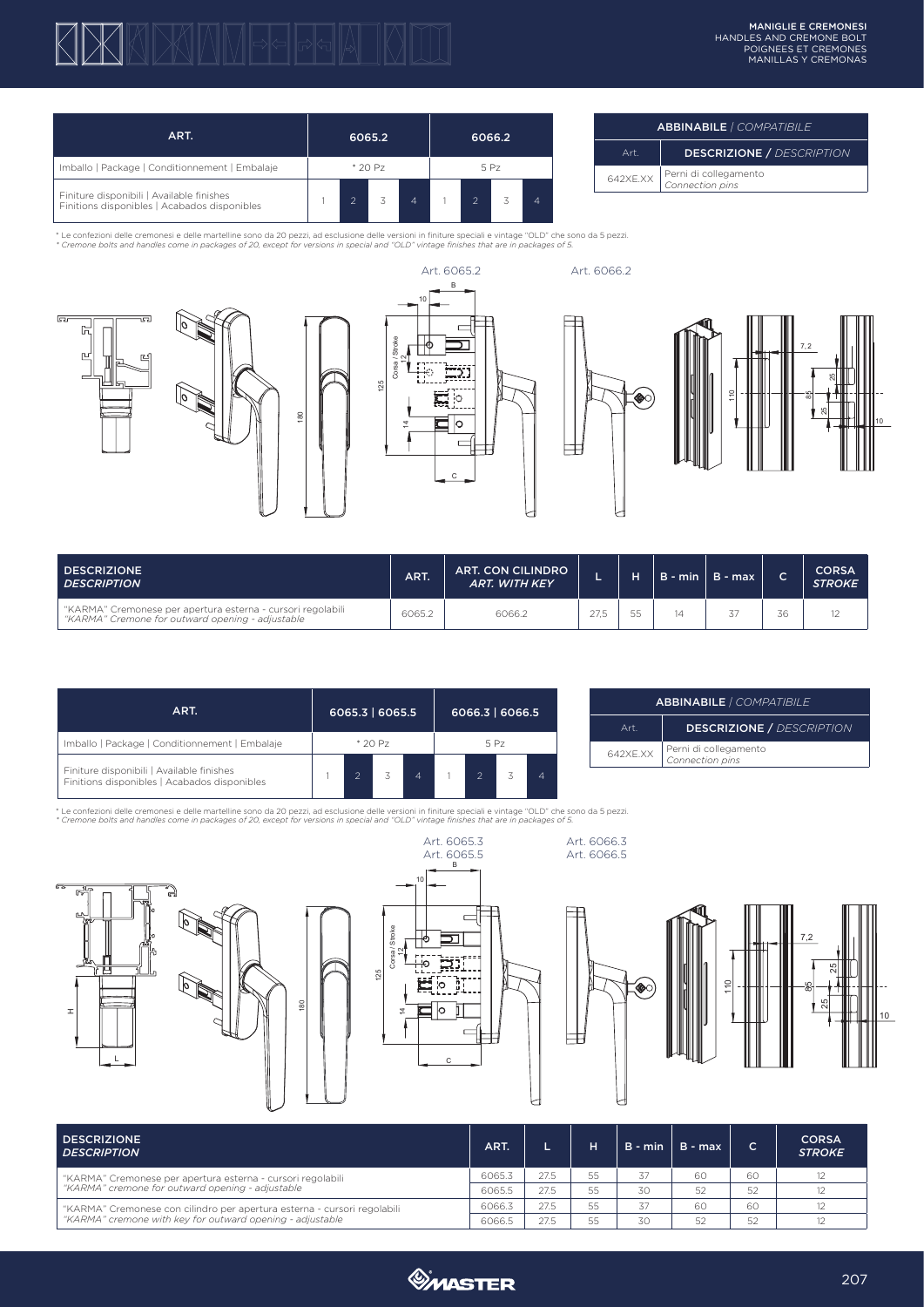MANIGLIE E CREMONESI
HANDLES AND CREMONE BOLT
POIGNEES ET CREMONES
MANILLAS Y CREMONAS

| ART. | 6065.2 | | | | 6066.2 | | | |
|---|---|---|---|---|---|---|---|---|
| Imballo \| Package \| Conditionnement \| Embalaje | * 20 Pz | | | | 5 Pz | | | |
| Finiture disponibili \| Available finishes Finitions disponibles \| Acabados disponibles | 1 | 2 | 3 | 4 | 1 | 2 | 3 | 4 |

| ABBINABILE / *COMPATIBILE* | |
|---|---|
| Art. | DESCRIZIONE / *DESCRIPTION* |
| 642XE.XX | Perni di collegamento *Connection pins* |

\* Le confezioni delle cremonesi e delle martelline sono da 20 pezzi, ad esclusione delle versioni in finiture speciali e vintage "OLD" che sono da 5 pezzi.
*\* Cremone bolts and handles come in packages of 20, except for versions in special and "OLD" vintage finishes that are in packages of 5.*

Art. 6065.2
Art. 6066.2

B
10
Corsa / Stroke
12
125
14
180
C
110
7,2
25
85
25
10

| DESCRIZIONE *DESCRIPTION* | ART. | ART. CON CILINDRO *ART. WITH KEY* | L | H | B - min | B - max | C | CORSA *STROKE* |
|---|---|---|---|---|---|---|---|---|
| "KARMA" Cremonese per apertura esterna - cursori regolabili *"KARMA" Cremone for outward opening - adjustable* | 6065.2 | 6066.2 | 27,5 | 55 | 14 | 37 | 36 | 12 |

| ART. | 6065.3 \| 6065.5 | | | | 6066.3 \| 6066.5 | | | |
|---|---|---|---|---|---|---|---|---|
| Imballo \| Package \| Conditionnement \| Embalaje | * 20 Pz | | | | 5 Pz | | | |
| Finiture disponibili \| Available finishes Finitions disponibles \| Acabados disponibles | 1 | 2 | 3 | 4 | 1 | 2 | 3 | 4 |

| ABBINABILE / *COMPATIBILE* | |
|---|---|
| Art. | DESCRIZIONE / *DESCRIPTION* |
| 642XE.XX | Perni di collegamento *Connection pins* |

\* Le confezioni delle cremonesi e delle martelline sono da 20 pezzi, ad esclusione delle versioni in finiture speciali e vintage "OLD" che sono da 5 pezzi.
*\* Cremone bolts and handles come in packages of 20, except for versions in special and "OLD" vintage finishes that are in packages of 5.*

Art. 6065.3
Art. 6065.5
Art. 6066.3
Art. 6066.5

B
10
Corsa / Stroke
12
125
14
H
L
180
C
110
7,2
25
85
25
10

| DESCRIZIONE *DESCRIPTION* | ART. | L | H | B - min | B - max | C | CORSA *STROKE* |
|---|---|---|---|---|---|---|---|
| "KARMA" Cremonese per apertura esterna - cursori regolabili *"KARMA" cremone for outward opening - adjustable* | 6065.3 | 27,5 | 55 | 37 | 60 | 60 | 12 |
| | 6065.5 | 27,5 | 55 | 30 | 52 | 52 | 12 |
| "KARMA" Cremonese con cilindro per apertura esterna - cursori regolabili *"KARMA" cremone with key for outward opening - adjustable* | 6066.3 | 27,5 | 55 | 37 | 60 | 60 | 12 |
| | 6066.5 | 27,5 | 55 | 30 | 52 | 52 | 12 |

MASTER